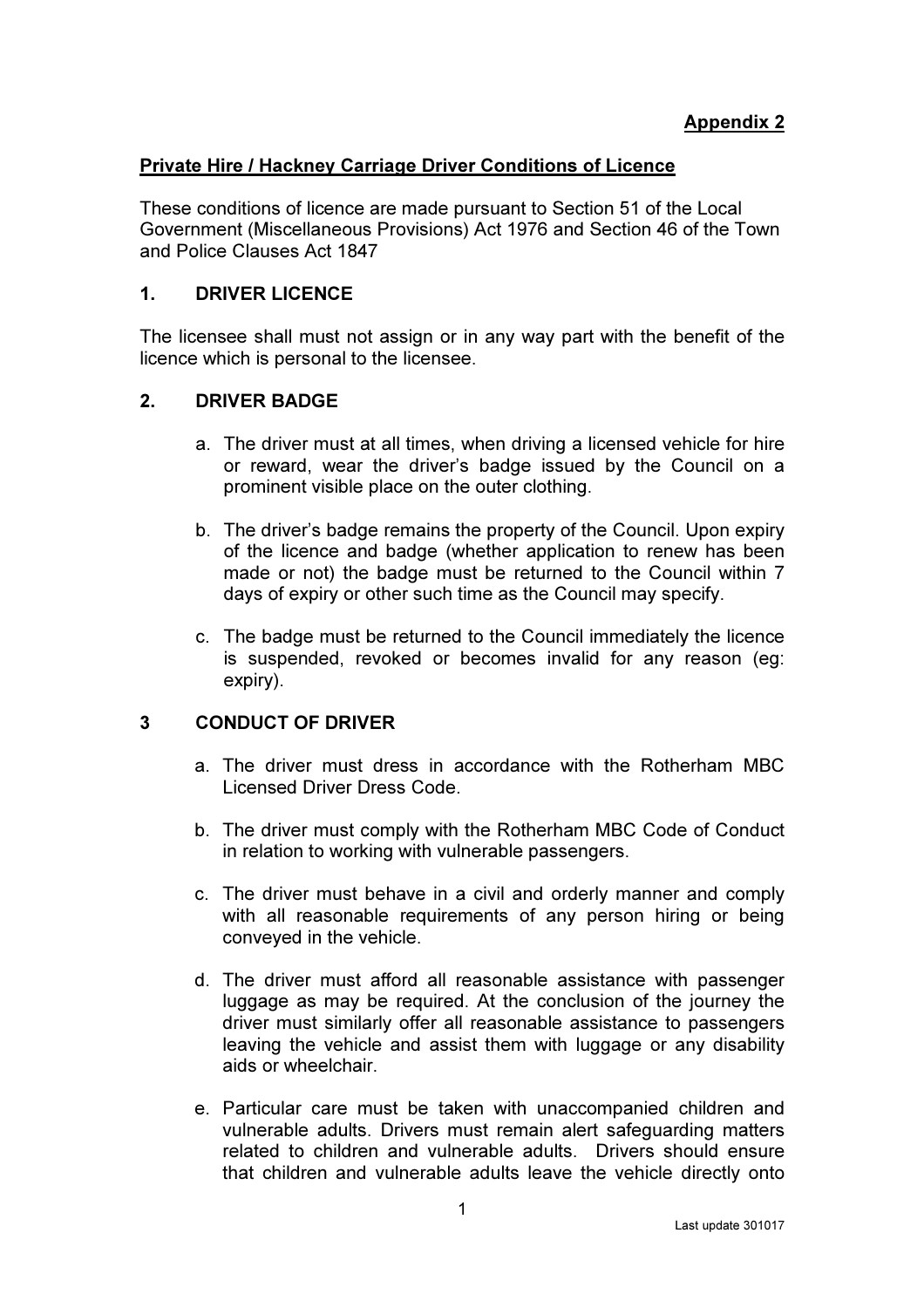**Appendix 2**

## Private Hire / Hackney Carriage Driver Conditions of Licence

These conditions of licence are made pursuant to Section 51 of the Local Government (Miscellaneous Provisions) Act 1976 and Section 46 of the Town and Police Clauses Act 1847

### 1. DRIVER LICENCE

The licensee shall must not assign or in any way part with the benefit of the licence which is personal to the licensee.

### 2. DRIVER BADGE

a. The driver must at all times, when driving a licensed vehicle for hire or reward, wear the driver's badge issued by the Council on a prominent visible place on the outer clothing.

b. The driver's badge remains the property of the Council. Upon expiry of the licence and badge (whether application to renew has been made or not) the badge must be returned to the Council within 7 days of expiry or other such time as the Council may specify.

c. The badge must be returned to the Council immediately the licence is suspended, revoked or becomes invalid for any reason (eg: expiry).

### 3 CONDUCT OF DRIVER

a. The driver must dress in accordance with the Rotherham MBC Licensed Driver Dress Code.

b. The driver must comply with the Rotherham MBC Code of Conduct in relation to working with vulnerable passengers.

c. The driver must behave in a civil and orderly manner and comply with all reasonable requirements of any person hiring or being conveyed in the vehicle.

d. The driver must afford all reasonable assistance with passenger luggage as may be required. At the conclusion of the journey the driver must similarly offer all reasonable assistance to passengers leaving the vehicle and assist them with luggage or any disability aids or wheelchair.

e. Particular care must be taken with unaccompanied children and vulnerable adults. Drivers must remain alert safeguarding matters related to children and vulnerable adults. Drivers should ensure that children and vulnerable adults leave the vehicle directly onto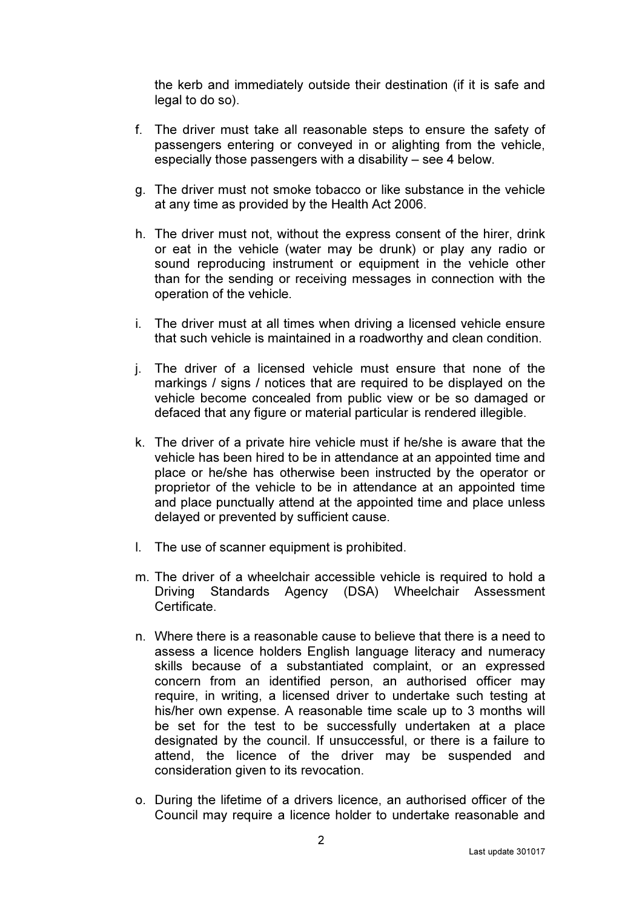the kerb and immediately outside their destination (if it is safe and legal to do so).

f. The driver must take all reasonable steps to ensure the safety of passengers entering or conveyed in or alighting from the vehicle, especially those passengers with a disability – see 4 below.

g. The driver must not smoke tobacco or like substance in the vehicle at any time as provided by the Health Act 2006.

h. The driver must not, without the express consent of the hirer, drink or eat in the vehicle (water may be drunk) or play any radio or sound reproducing instrument or equipment in the vehicle other than for the sending or receiving messages in connection with the operation of the vehicle.

i. The driver must at all times when driving a licensed vehicle ensure that such vehicle is maintained in a roadworthy and clean condition.

j. The driver of a licensed vehicle must ensure that none of the markings / signs / notices that are required to be displayed on the vehicle become concealed from public view or be so damaged or defaced that any figure or material particular is rendered illegible.

k. The driver of a private hire vehicle must if he/she is aware that the vehicle has been hired to be in attendance at an appointed time and place or he/she has otherwise been instructed by the operator or proprietor of the vehicle to be in attendance at an appointed time and place punctually attend at the appointed time and place unless delayed or prevented by sufficient cause.

l. The use of scanner equipment is prohibited.

m. The driver of a wheelchair accessible vehicle is required to hold a Driving Standards Agency (DSA) Wheelchair Assessment Certificate.

n. Where there is a reasonable cause to believe that there is a need to assess a licence holders English language literacy and numeracy skills because of a substantiated complaint, or an expressed concern from an identified person, an authorised officer may require, in writing, a licensed driver to undertake such testing at his/her own expense. A reasonable time scale up to 3 months will be set for the test to be successfully undertaken at a place designated by the council. If unsuccessful, or there is a failure to attend, the licence of the driver may be suspended and consideration given to its revocation.

o. During the lifetime of a drivers licence, an authorised officer of the Council may require a licence holder to undertake reasonable and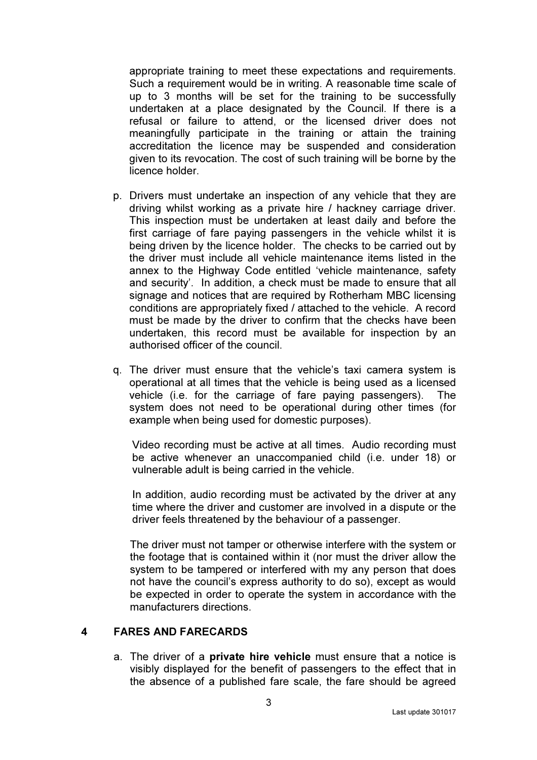appropriate training to meet these expectations and requirements. Such a requirement would be in writing. A reasonable time scale of up to 3 months will be set for the training to be successfully undertaken at a place designated by the Council. If there is a refusal or failure to attend, or the licensed driver does not meaningfully participate in the training or attain the training accreditation the licence may be suspended and consideration given to its revocation. The cost of such training will be borne by the licence holder.

p. Drivers must undertake an inspection of any vehicle that they are driving whilst working as a private hire / hackney carriage driver. This inspection must be undertaken at least daily and before the first carriage of fare paying passengers in the vehicle whilst it is being driven by the licence holder. The checks to be carried out by the driver must include all vehicle maintenance items listed in the annex to the Highway Code entitled 'vehicle maintenance, safety and security'. In addition, a check must be made to ensure that all signage and notices that are required by Rotherham MBC licensing conditions are appropriately fixed / attached to the vehicle. A record must be made by the driver to confirm that the checks have been undertaken, this record must be available for inspection by an authorised officer of the council.

q. The driver must ensure that the vehicle's taxi camera system is operational at all times that the vehicle is being used as a licensed vehicle (i.e. for the carriage of fare paying passengers). The system does not need to be operational during other times (for example when being used for domestic purposes).

   Video recording must be active at all times. Audio recording must be active whenever an unaccompanied child (i.e. under 18) or vulnerable adult is being carried in the vehicle.

   In addition, audio recording must be activated by the driver at any time where the driver and customer are involved in a dispute or the driver feels threatened by the behaviour of a passenger.

   The driver must not tamper or otherwise interfere with the system or the footage that is contained within it (nor must the driver allow the system to be tampered or interfered with my any person that does not have the council's express authority to do so), except as would be expected in order to operate the system in accordance with the manufacturers directions.

## 4 FARES AND FARECARDS

a. The driver of a **private hire vehicle** must ensure that a notice is visibly displayed for the benefit of passengers to the effect that in the absence of a published fare scale, the fare should be agreed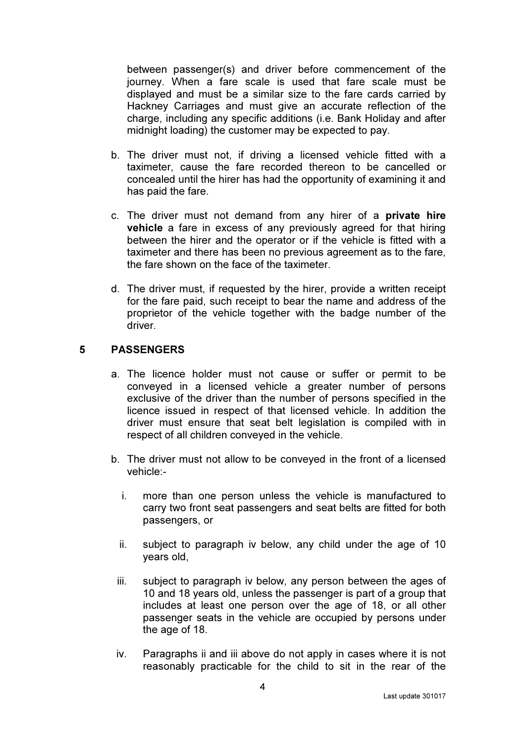between passenger(s) and driver before commencement of the journey. When a fare scale is used that fare scale must be displayed and must be a similar size to the fare cards carried by Hackney Carriages and must give an accurate reflection of the charge, including any specific additions (i.e. Bank Holiday and after midnight loading) the customer may be expected to pay.

b. The driver must not, if driving a licensed vehicle fitted with a taximeter, cause the fare recorded thereon to be cancelled or concealed until the hirer has had the opportunity of examining it and has paid the fare.

c. The driver must not demand from any hirer of a **private hire vehicle** a fare in excess of any previously agreed for that hiring between the hirer and the operator or if the vehicle is fitted with a taximeter and there has been no previous agreement as to the fare, the fare shown on the face of the taximeter.

d. The driver must, if requested by the hirer, provide a written receipt for the fare paid, such receipt to bear the name and address of the proprietor of the vehicle together with the badge number of the driver.

## 5 PASSENGERS

a. The licence holder must not cause or suffer or permit to be conveyed in a licensed vehicle a greater number of persons exclusive of the driver than the number of persons specified in the licence issued in respect of that licensed vehicle. In addition the driver must ensure that seat belt legislation is compiled with in respect of all children conveyed in the vehicle.

b. The driver must not allow to be conveyed in the front of a licensed vehicle:-

   i. more than one person unless the vehicle is manufactured to carry two front seat passengers and seat belts are fitted for both passengers, or

   ii. subject to paragraph iv below, any child under the age of 10 years old,

   iii. subject to paragraph iv below, any person between the ages of 10 and 18 years old, unless the passenger is part of a group that includes at least one person over the age of 18, or all other passenger seats in the vehicle are occupied by persons under the age of 18.

   iv. Paragraphs ii and iii above do not apply in cases where it is not reasonably practicable for the child to sit in the rear of the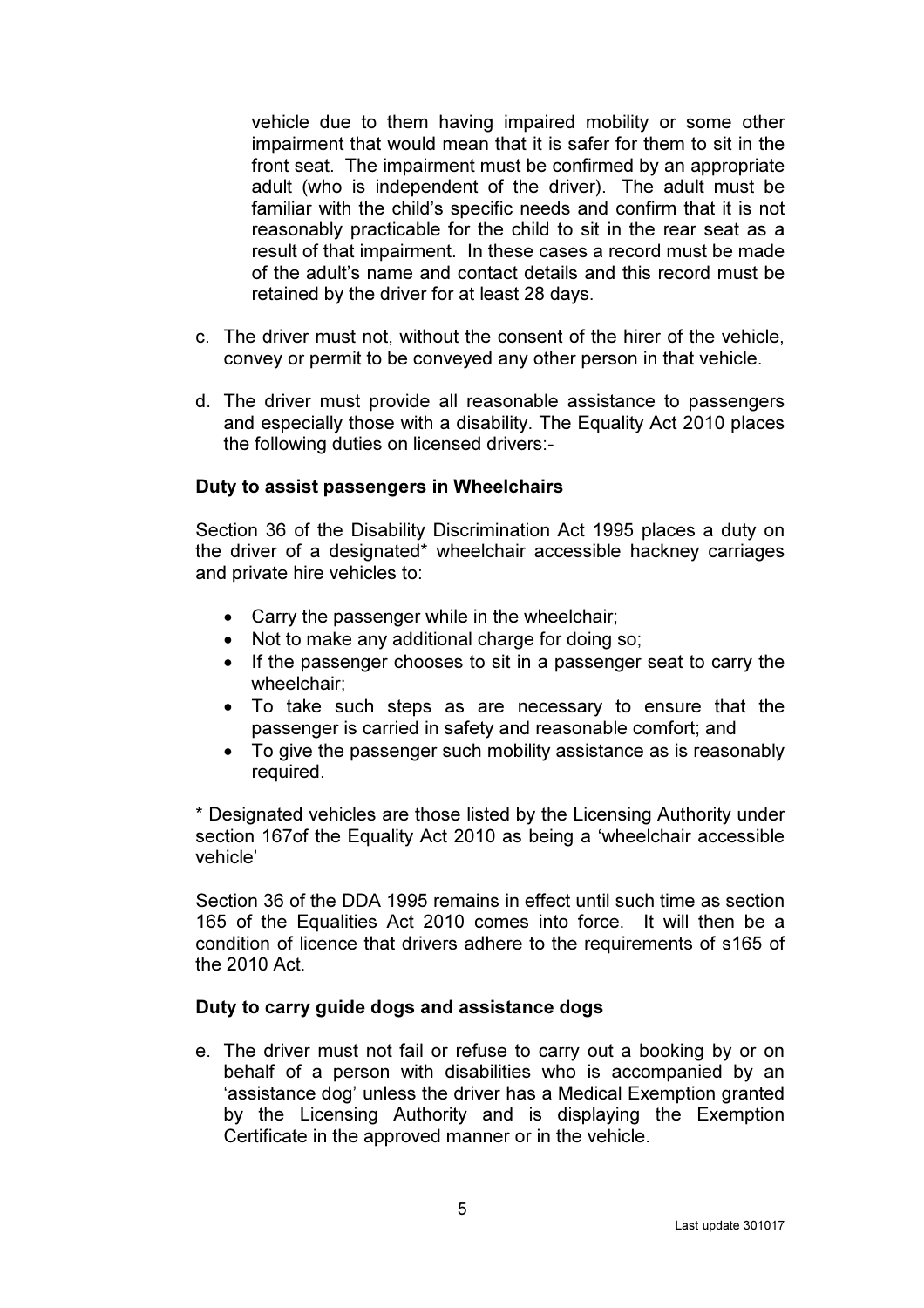vehicle due to them having impaired mobility or some other impairment that would mean that it is safer for them to sit in the front seat. The impairment must be confirmed by an appropriate adult (who is independent of the driver). The adult must be familiar with the child's specific needs and confirm that it is not reasonably practicable for the child to sit in the rear seat as a result of that impairment. In these cases a record must be made of the adult's name and contact details and this record must be retained by the driver for at least 28 days.

c. The driver must not, without the consent of the hirer of the vehicle, convey or permit to be conveyed any other person in that vehicle.

d. The driver must provide all reasonable assistance to passengers and especially those with a disability. The Equality Act 2010 places the following duties on licensed drivers:-

**Duty to assist passengers in Wheelchairs**

Section 36 of the Disability Discrimination Act 1995 places a duty on the driver of a designated* wheelchair accessible hackney carriages and private hire vehicles to:

- Carry the passenger while in the wheelchair;
- Not to make any additional charge for doing so;
- If the passenger chooses to sit in a passenger seat to carry the wheelchair;
- To take such steps as are necessary to ensure that the passenger is carried in safety and reasonable comfort; and
- To give the passenger such mobility assistance as is reasonably required.

* Designated vehicles are those listed by the Licensing Authority under section 167of the Equality Act 2010 as being a 'wheelchair accessible vehicle'

Section 36 of the DDA 1995 remains in effect until such time as section 165 of the Equalities Act 2010 comes into force. It will then be a condition of licence that drivers adhere to the requirements of s165 of the 2010 Act.

**Duty to carry guide dogs and assistance dogs**

e. The driver must not fail or refuse to carry out a booking by or on behalf of a person with disabilities who is accompanied by an 'assistance dog' unless the driver has a Medical Exemption granted by the Licensing Authority and is displaying the Exemption Certificate in the approved manner or in the vehicle.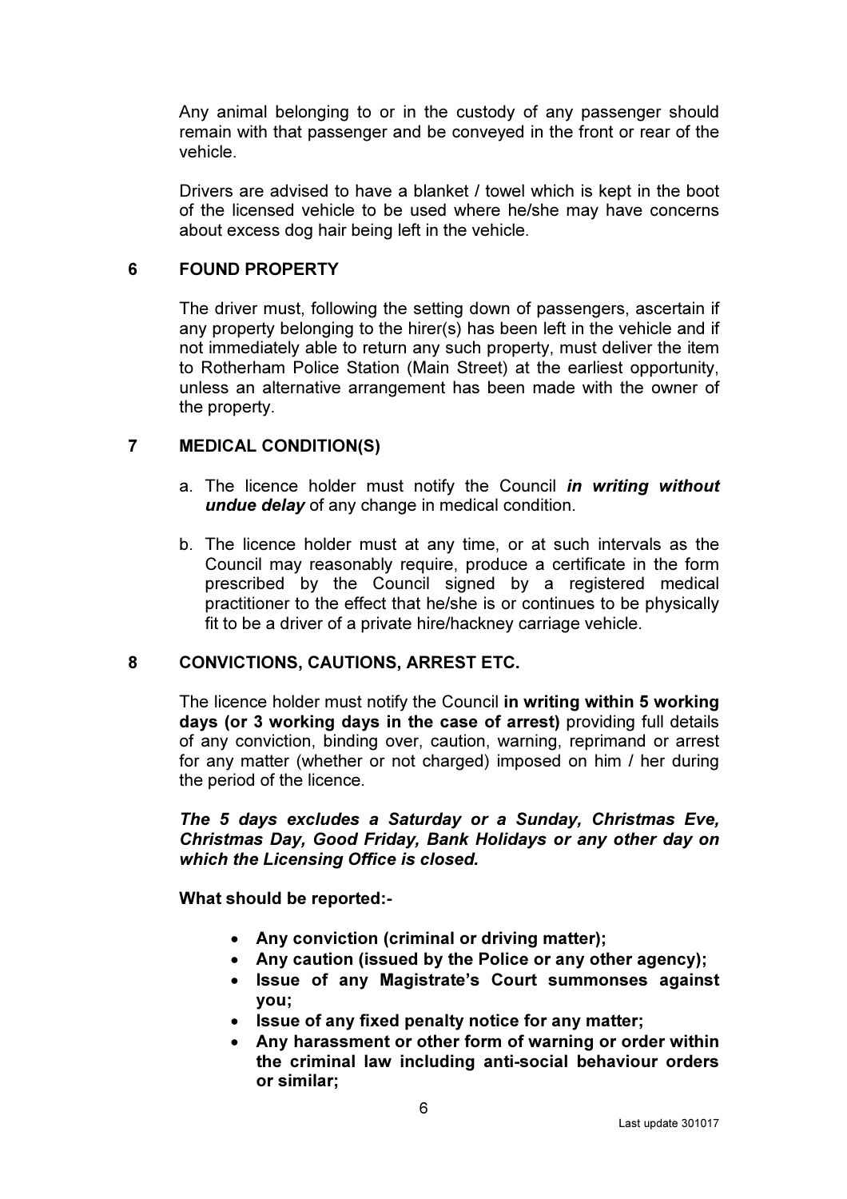Any animal belonging to or in the custody of any passenger should remain with that passenger and be conveyed in the front or rear of the vehicle.

Drivers are advised to have a blanket / towel which is kept in the boot of the licensed vehicle to be used where he/she may have concerns about excess dog hair being left in the vehicle.

## 6 FOUND PROPERTY

The driver must, following the setting down of passengers, ascertain if any property belonging to the hirer(s) has been left in the vehicle and if not immediately able to return any such property, must deliver the item to Rotherham Police Station (Main Street) at the earliest opportunity, unless an alternative arrangement has been made with the owner of the property.

## 7 MEDICAL CONDITION(S)

a. The licence holder must notify the Council ***in writing without undue delay*** of any change in medical condition.

b. The licence holder must at any time, or at such intervals as the Council may reasonably require, produce a certificate in the form prescribed by the Council signed by a registered medical practitioner to the effect that he/she is or continues to be physically fit to be a driver of a private hire/hackney carriage vehicle.

## 8 CONVICTIONS, CAUTIONS, ARREST ETC.

The licence holder must notify the Council **in writing within 5 working days (or 3 working days in the case of arrest)** providing full details of any conviction, binding over, caution, warning, reprimand or arrest for any matter (whether or not charged) imposed on him / her during the period of the licence.

***The 5 days excludes a Saturday or a Sunday, Christmas Eve, Christmas Day, Good Friday, Bank Holidays or any other day on which the Licensing Office is closed.***

**What should be reported:-**

- **Any conviction (criminal or driving matter);**
- **Any caution (issued by the Police or any other agency);**
- **Issue of any Magistrate's Court summonses against you;**
- **Issue of any fixed penalty notice for any matter;**
- **Any harassment or other form of warning or order within the criminal law including anti-social behaviour orders or similar;**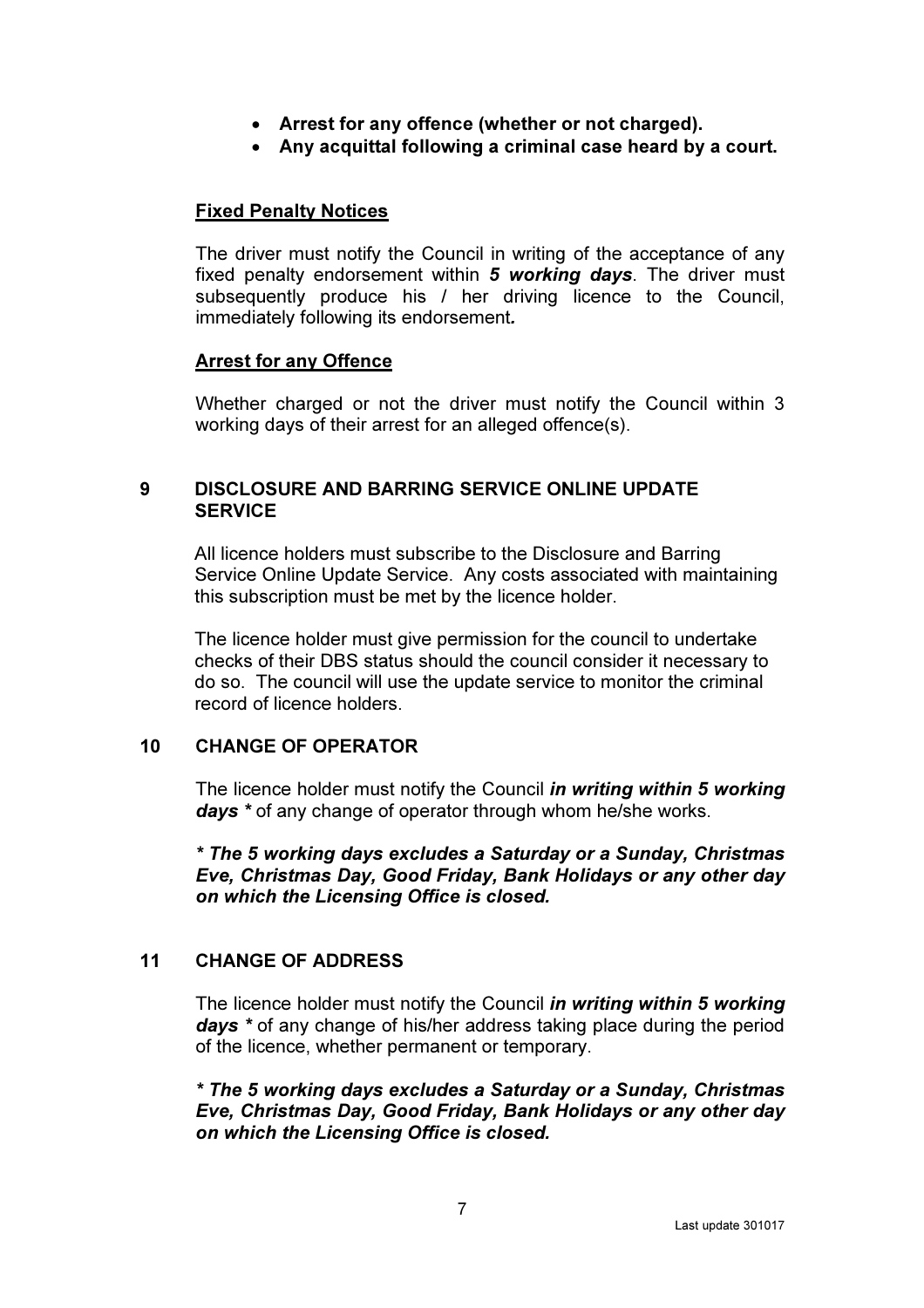- **Arrest for any offence (whether or not charged).**
- **Any acquittal following a criminal case heard by a court.**

**Fixed Penalty Notices**

The driver must notify the Council in writing of the acceptance of any fixed penalty endorsement within ***5 working days***. The driver must subsequently produce his / her driving licence to the Council, immediately following its endorsement***.***

**Arrest for any Offence**

Whether charged or not the driver must notify the Council within 3 working days of their arrest for an alleged offence(s).

## 9 DISCLOSURE AND BARRING SERVICE ONLINE UPDATE SERVICE

All licence holders must subscribe to the Disclosure and Barring Service Online Update Service. Any costs associated with maintaining this subscription must be met by the licence holder.

The licence holder must give permission for the council to undertake checks of their DBS status should the council consider it necessary to do so. The council will use the update service to monitor the criminal record of licence holders.

## 10 CHANGE OF OPERATOR

The licence holder must notify the Council ***in writing within 5 working days **** of any change of operator through whom he/she works.

***\* The 5 working days excludes a Saturday or a Sunday, Christmas Eve, Christmas Day, Good Friday, Bank Holidays or any other day on which the Licensing Office is closed.***

## 11 CHANGE OF ADDRESS

The licence holder must notify the Council ***in writing within 5 working days **** of any change of his/her address taking place during the period of the licence, whether permanent or temporary.

***\* The 5 working days excludes a Saturday or a Sunday, Christmas Eve, Christmas Day, Good Friday, Bank Holidays or any other day on which the Licensing Office is closed.***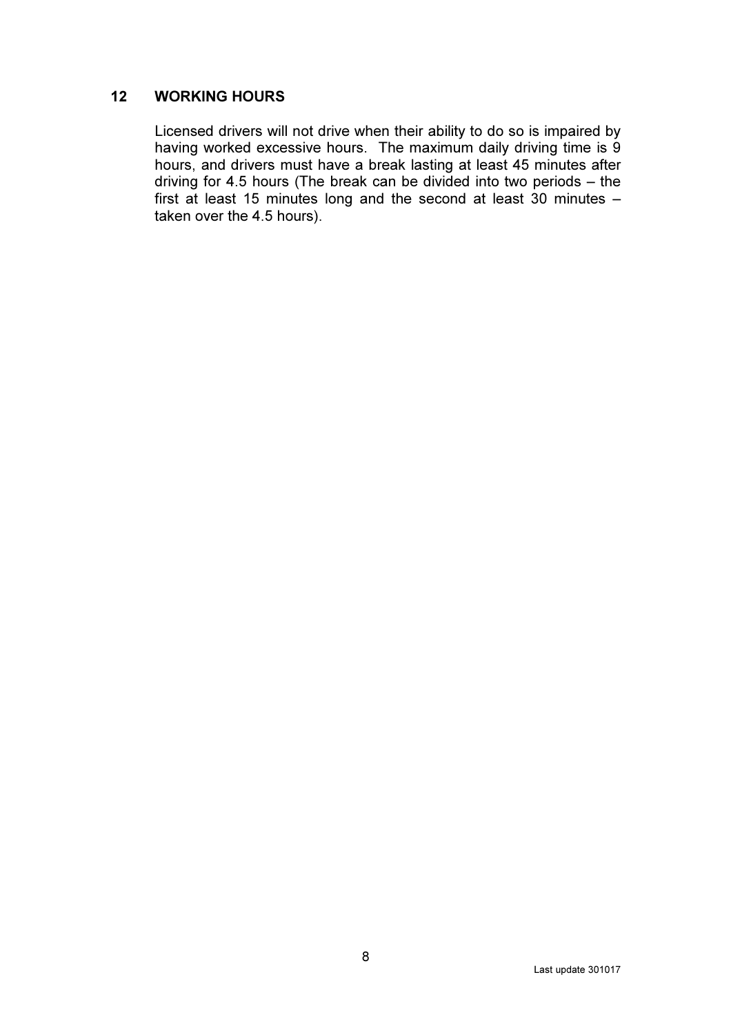## 12 WORKING HOURS

Licensed drivers will not drive when their ability to do so is impaired by having worked excessive hours. The maximum daily driving time is 9 hours, and drivers must have a break lasting at least 45 minutes after driving for 4.5 hours (The break can be divided into two periods – the first at least 15 minutes long and the second at least 30 minutes – taken over the 4.5 hours).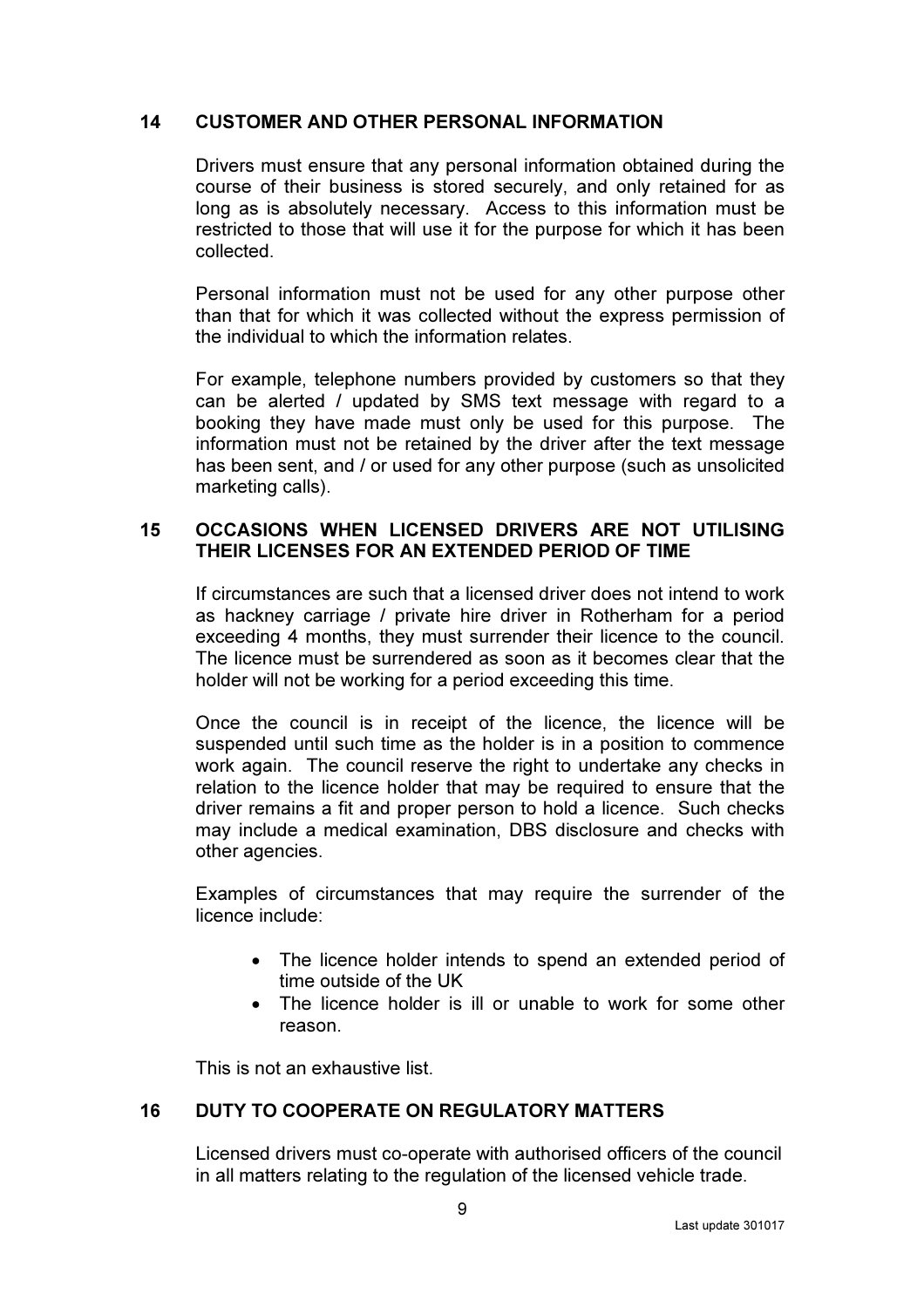## 14 CUSTOMER AND OTHER PERSONAL INFORMATION

Drivers must ensure that any personal information obtained during the course of their business is stored securely, and only retained for as long as is absolutely necessary. Access to this information must be restricted to those that will use it for the purpose for which it has been collected.

Personal information must not be used for any other purpose other than that for which it was collected without the express permission of the individual to which the information relates.

For example, telephone numbers provided by customers so that they can be alerted / updated by SMS text message with regard to a booking they have made must only be used for this purpose. The information must not be retained by the driver after the text message has been sent, and / or used for any other purpose (such as unsolicited marketing calls).

## 15 OCCASIONS WHEN LICENSED DRIVERS ARE NOT UTILISING THEIR LICENSES FOR AN EXTENDED PERIOD OF TIME

If circumstances are such that a licensed driver does not intend to work as hackney carriage / private hire driver in Rotherham for a period exceeding 4 months, they must surrender their licence to the council. The licence must be surrendered as soon as it becomes clear that the holder will not be working for a period exceeding this time.

Once the council is in receipt of the licence, the licence will be suspended until such time as the holder is in a position to commence work again. The council reserve the right to undertake any checks in relation to the licence holder that may be required to ensure that the driver remains a fit and proper person to hold a licence. Such checks may include a medical examination, DBS disclosure and checks with other agencies.

Examples of circumstances that may require the surrender of the licence include:

- The licence holder intends to spend an extended period of time outside of the UK
- The licence holder is ill or unable to work for some other reason.

This is not an exhaustive list.

## 16 DUTY TO COOPERATE ON REGULATORY MATTERS

Licensed drivers must co-operate with authorised officers of the council in all matters relating to the regulation of the licensed vehicle trade.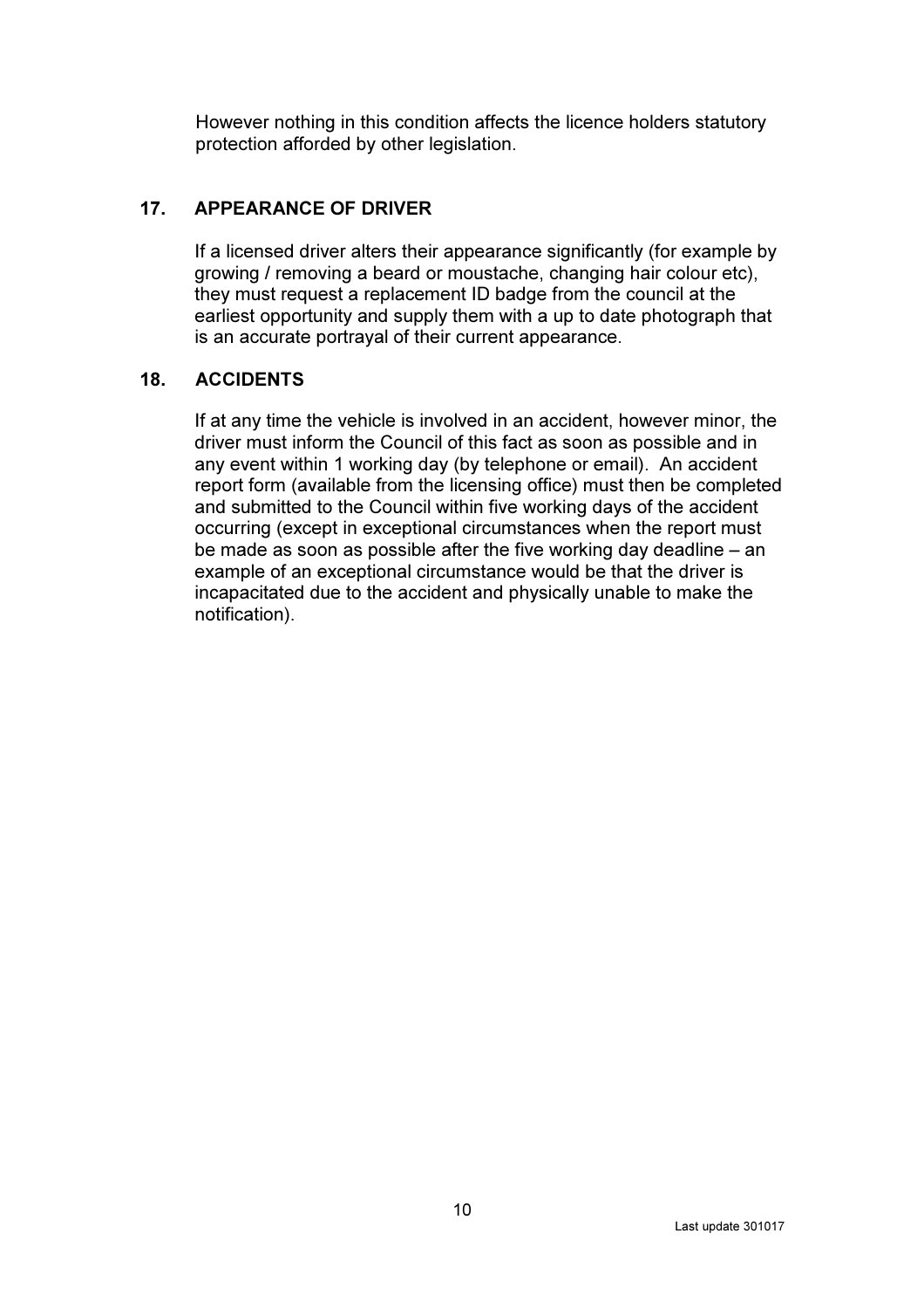However nothing in this condition affects the licence holders statutory protection afforded by other legislation.

## 17. APPEARANCE OF DRIVER

If a licensed driver alters their appearance significantly (for example by growing / removing a beard or moustache, changing hair colour etc), they must request a replacement ID badge from the council at the earliest opportunity and supply them with a up to date photograph that is an accurate portrayal of their current appearance.

## 18. ACCIDENTS

If at any time the vehicle is involved in an accident, however minor, the driver must inform the Council of this fact as soon as possible and in any event within 1 working day (by telephone or email). An accident report form (available from the licensing office) must then be completed and submitted to the Council within five working days of the accident occurring (except in exceptional circumstances when the report must be made as soon as possible after the five working day deadline – an example of an exceptional circumstance would be that the driver is incapacitated due to the accident and physically unable to make the notification).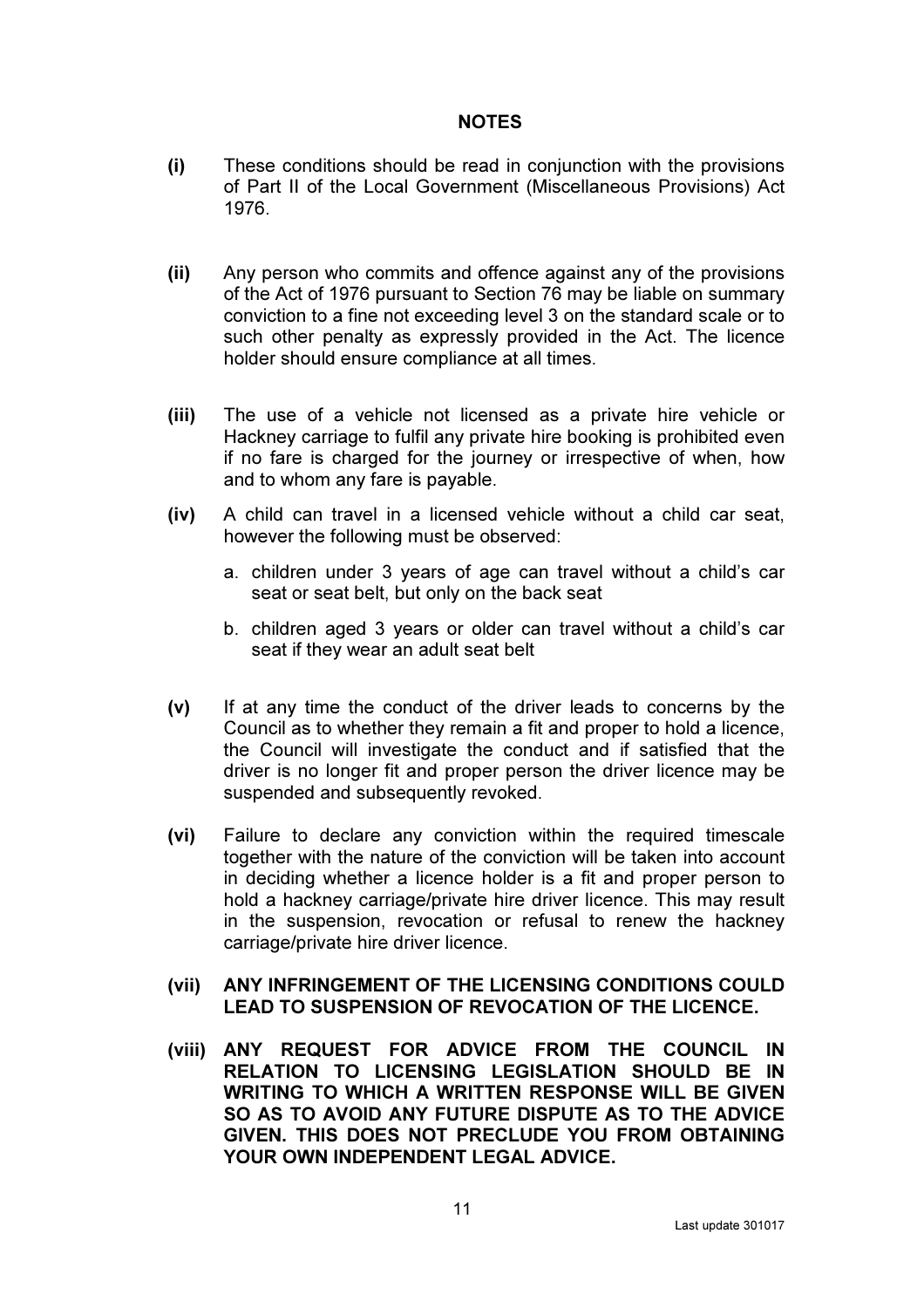# NOTES

**(i)** These conditions should be read in conjunction with the provisions of Part II of the Local Government (Miscellaneous Provisions) Act 1976.

**(ii)** Any person who commits and offence against any of the provisions of the Act of 1976 pursuant to Section 76 may be liable on summary conviction to a fine not exceeding level 3 on the standard scale or to such other penalty as expressly provided in the Act. The licence holder should ensure compliance at all times.

**(iii)** The use of a vehicle not licensed as a private hire vehicle or Hackney carriage to fulfil any private hire booking is prohibited even if no fare is charged for the journey or irrespective of when, how and to whom any fare is payable.

**(iv)** A child can travel in a licensed vehicle without a child car seat, however the following must be observed:

a. children under 3 years of age can travel without a child's car seat or seat belt, but only on the back seat

b. children aged 3 years or older can travel without a child's car seat if they wear an adult seat belt

**(v)** If at any time the conduct of the driver leads to concerns by the Council as to whether they remain a fit and proper to hold a licence, the Council will investigate the conduct and if satisfied that the driver is no longer fit and proper person the driver licence may be suspended and subsequently revoked.

**(vi)** Failure to declare any conviction within the required timescale together with the nature of the conviction will be taken into account in deciding whether a licence holder is a fit and proper person to hold a hackney carriage/private hire driver licence. This may result in the suspension, revocation or refusal to renew the hackney carriage/private hire driver licence.

**(vii) ANY INFRINGEMENT OF THE LICENSING CONDITIONS COULD LEAD TO SUSPENSION OF REVOCATION OF THE LICENCE.**

**(viii) ANY REQUEST FOR ADVICE FROM THE COUNCIL IN RELATION TO LICENSING LEGISLATION SHOULD BE IN WRITING TO WHICH A WRITTEN RESPONSE WILL BE GIVEN SO AS TO AVOID ANY FUTURE DISPUTE AS TO THE ADVICE GIVEN. THIS DOES NOT PRECLUDE YOU FROM OBTAINING YOUR OWN INDEPENDENT LEGAL ADVICE.**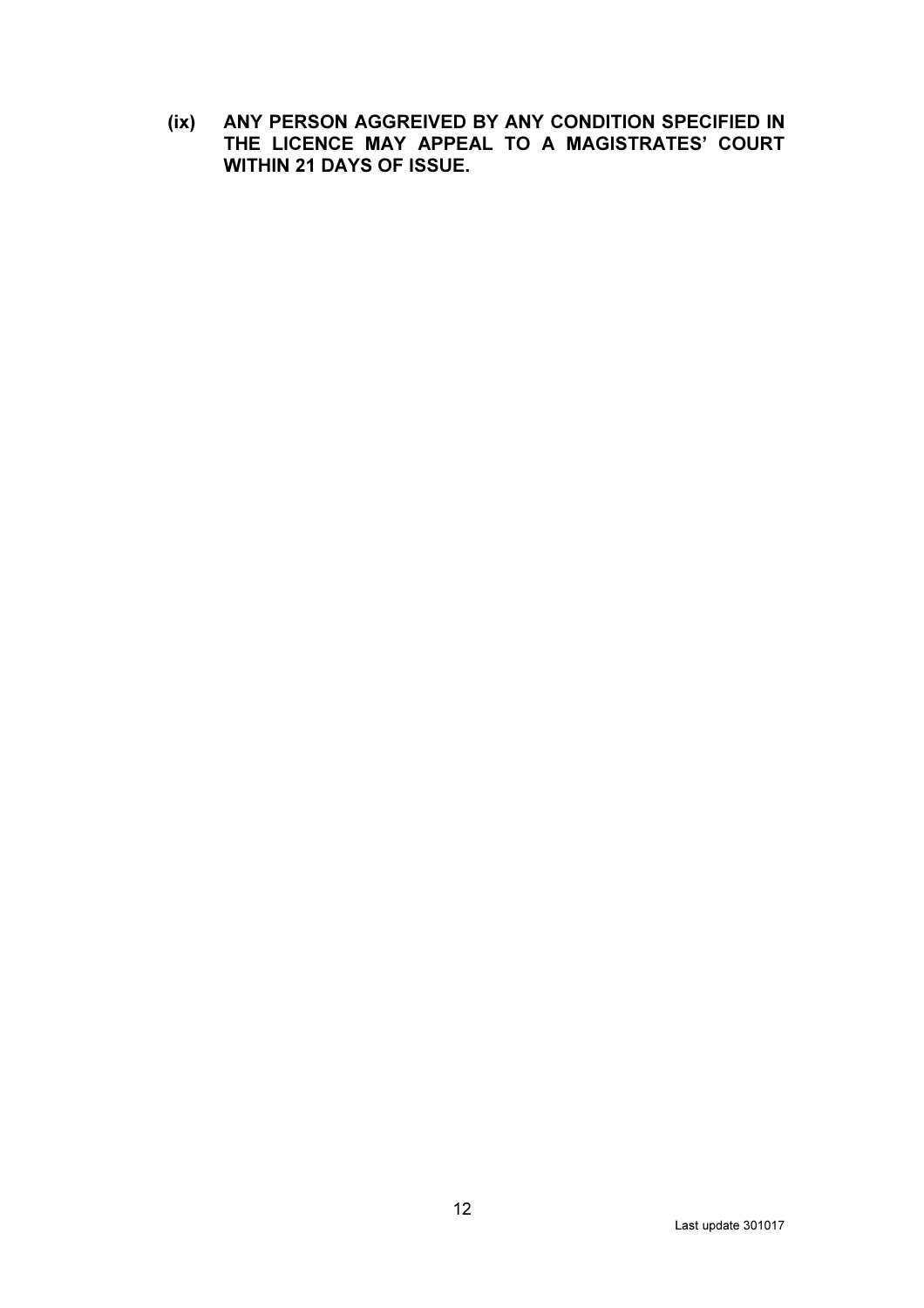**(ix) ANY PERSON AGGREIVED BY ANY CONDITION SPECIFIED IN THE LICENCE MAY APPEAL TO A MAGISTRATES' COURT WITHIN 21 DAYS OF ISSUE.**

Last update 301017